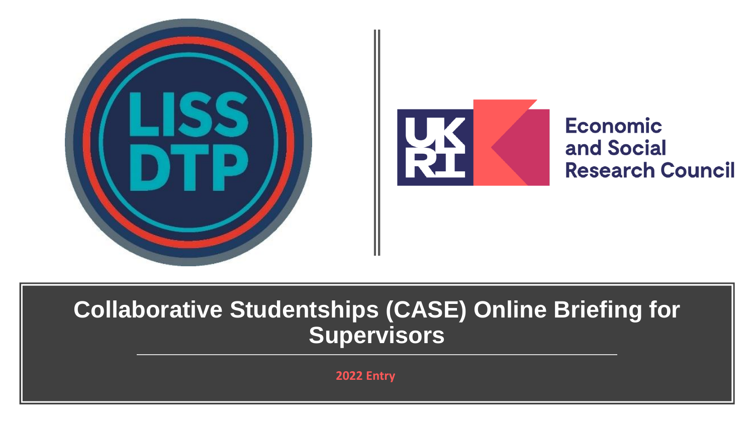LISS DTP

UKRI Economic and Social Research Council

# Collaborative Studentships (CASE) Online Briefing for Supervisors

2022 Entry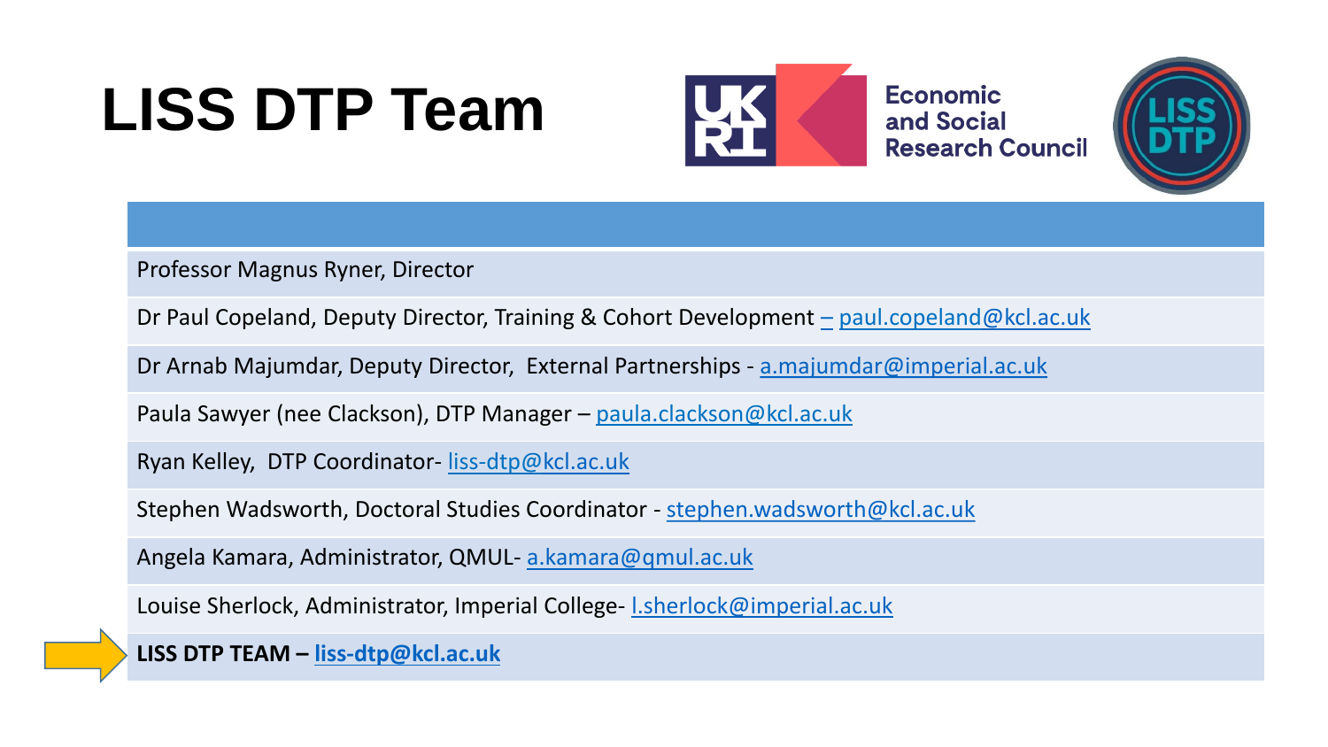# LISS DTP Team

Economic and Social Research Council

| |
|---|
| Professor Magnus Ryner, Director |
| Dr Paul Copeland, Deputy Director, Training & Cohort Development – paul.copeland@kcl.ac.uk |
| Dr Arnab Majumdar, Deputy Director, External Partnerships - a.majumdar@imperial.ac.uk |
| Paula Sawyer (nee Clackson), DTP Manager – paula.clackson@kcl.ac.uk |
| Ryan Kelley, DTP Coordinator- liss-dtp@kcl.ac.uk |
| Stephen Wadsworth, Doctoral Studies Coordinator - stephen.wadsworth@kcl.ac.uk |
| Angela Kamara, Administrator, QMUL- a.kamara@qmul.ac.uk |
| Louise Sherlock, Administrator, Imperial College- l.sherlock@imperial.ac.uk |
| **LISS DTP TEAM – liss-dtp@kcl.ac.uk** |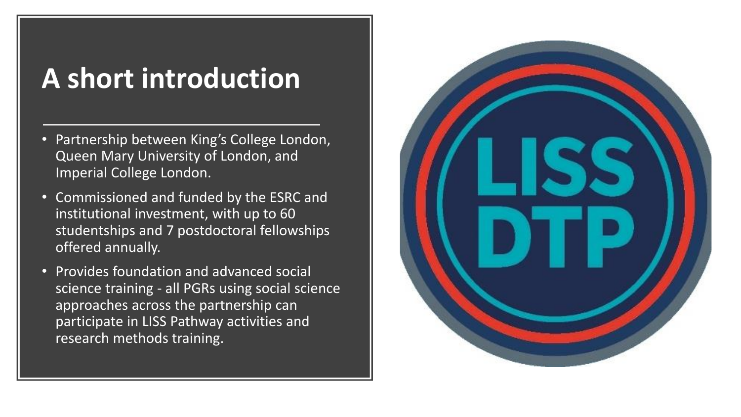# A short introduction

- Partnership between King's College London, Queen Mary University of London, and Imperial College London.
- Commissioned and funded by the ESRC and institutional investment, with up to 60 studentships and 7 postdoctoral fellowships offered annually.
- Provides foundation and advanced social science training - all PGRs using social science approaches across the partnership can participate in LISS Pathway activities and research methods training.

LISS DTP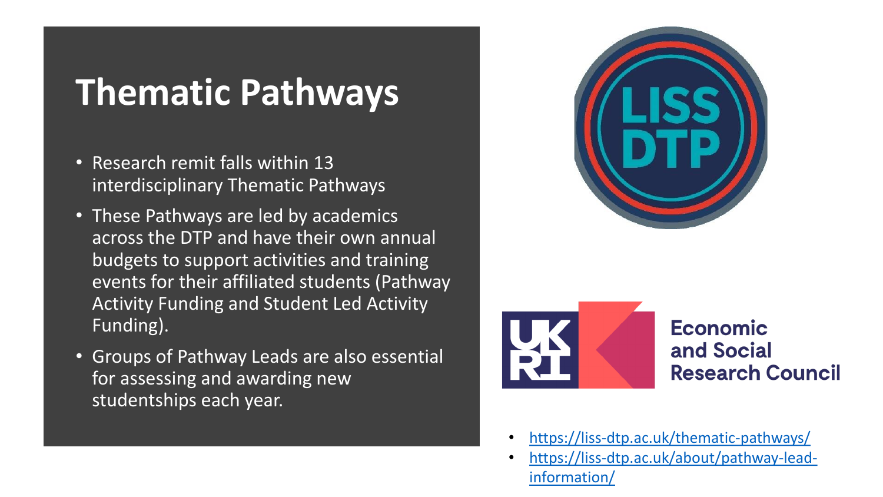# Thematic Pathways

- Research remit falls within 13 interdisciplinary Thematic Pathways
- These Pathways are led by academics across the DTP and have their own annual budgets to support activities and training events for their affiliated students (Pathway Activity Funding and Student Led Activity Funding).
- Groups of Pathway Leads are also essential for assessing and awarding new studentships each year.

LISS DTP

UKRI Economic and Social Research Council

- https://liss-dtp.ac.uk/thematic-pathways/
- https://liss-dtp.ac.uk/about/pathway-lead-information/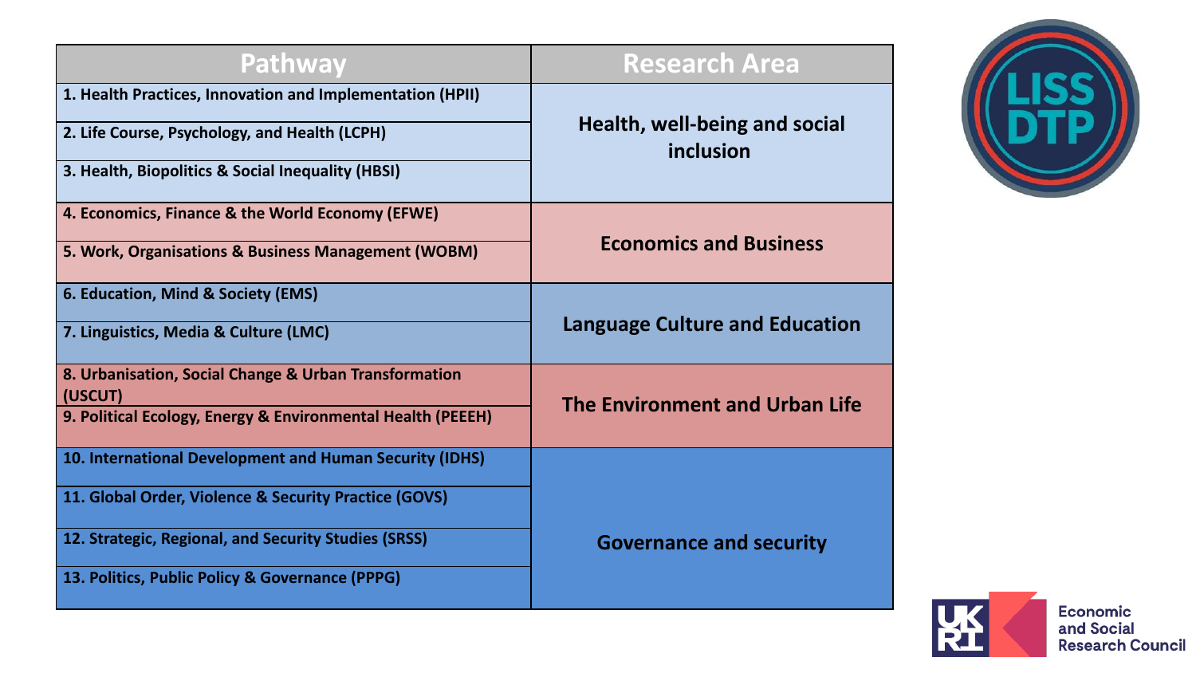| Pathway | Research Area |
| --- | --- |
| 1. Health Practices, Innovation and Implementation (HPII) | Health, well-being and social inclusion |
| 2. Life Course, Psychology, and Health (LCPH) | |
| 3. Health, Biopolitics & Social Inequality (HBSI) | |
| 4. Economics, Finance & the World Economy (EFWE) | Economics and Business |
| 5. Work, Organisations & Business Management (WOBM) | |
| 6. Education, Mind & Society (EMS) | Language Culture and Education |
| 7. Linguistics, Media & Culture (LMC) | |
| 8. Urbanisation, Social Change & Urban Transformation (USCUT) | The Environment and Urban Life |
| 9. Political Ecology, Energy & Environmental Health (PEEEH) | |
| 10. International Development and Human Security (IDHS) | Governance and security |
| 11. Global Order, Violence & Security Practice (GOVS) | |
| 12. Strategic, Regional, and Security Studies (SRSS) | |
| 13. Politics, Public Policy & Governance (PPPG) | |

LISS DTP

UKRI Economic and Social Research Council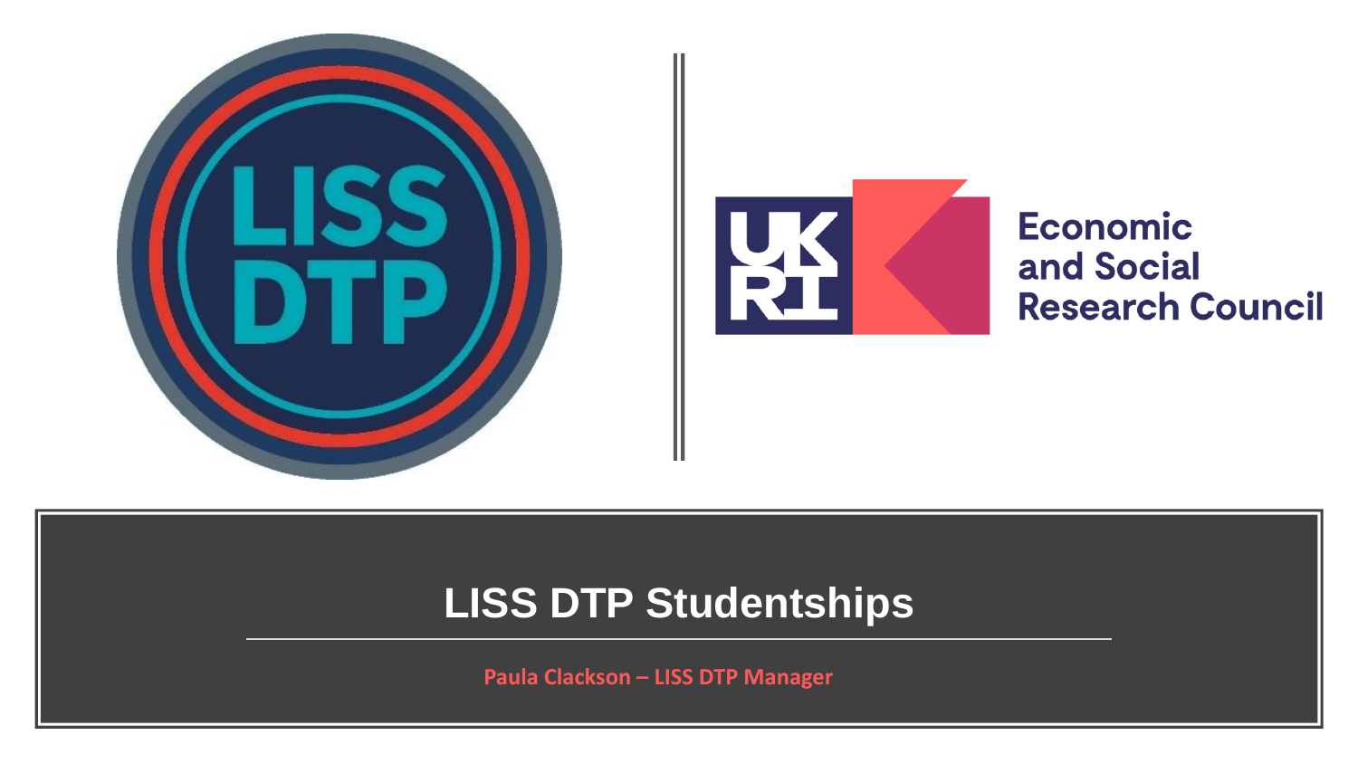# LISS DTP Studentships

Paula Clackson – LISS DTP Manager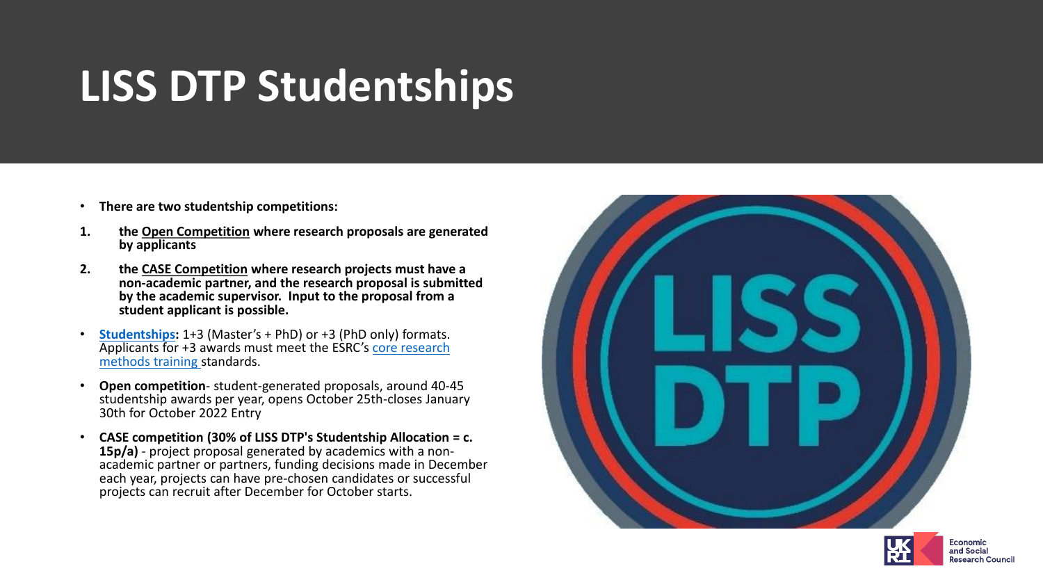# LISS DTP Studentships

- **There are two studentship competitions:**

1. **the Open Competition where research proposals are generated by applicants**
2. **the CASE Competition where research projects must have a non-academic partner, and the research proposal is submitted by the academic supervisor. Input to the proposal from a student applicant is possible.**

- **Studentships:** 1+3 (Master's + PhD) or +3 (PhD only) formats. Applicants for +3 awards must meet the ESRC's core research methods training standards.
- **Open competition**- student-generated proposals, around 40-45 studentship awards per year, opens October 25th-closes January 30th for October 2022 Entry
- **CASE competition (30% of LISS DTP's Studentship Allocation = c. 15p/a)** - project proposal generated by academics with a non-academic partner or partners, funding decisions made in December each year, projects can have pre-chosen candidates or successful projects can recruit after December for October starts.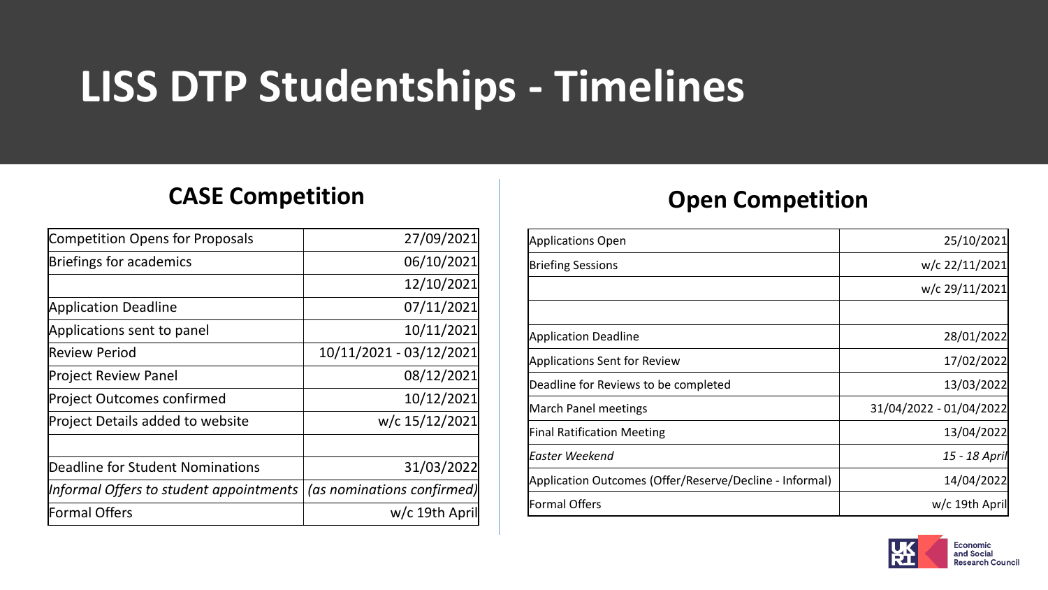# LISS DTP Studentships - Timelines

## CASE Competition

| | |
|---|---|
| Competition Opens for Proposals | 27/09/2021 |
| Briefings for academics | 06/10/2021 |
| | 12/10/2021 |
| Application Deadline | 07/11/2021 |
| Applications sent to panel | 10/11/2021 |
| Review Period | 10/11/2021 - 03/12/2021 |
| Project Review Panel | 08/12/2021 |
| Project Outcomes confirmed | 10/12/2021 |
| Project Details added to website | w/c 15/12/2021 |
| | |
| Deadline for Student Nominations | 31/03/2022 |
| *Informal Offers to student appointments* | *(as nominations confirmed)* |
| Formal Offers | w/c 19th April |

## Open Competition

| | |
|---|---|
| Applications Open | 25/10/2021 |
| Briefing Sessions | w/c 22/11/2021 |
| | w/c 29/11/2021 |
| | |
| Application Deadline | 28/01/2022 |
| Applications Sent for Review | 17/02/2022 |
| Deadline for Reviews to be completed | 13/03/2022 |
| March Panel meetings | 31/04/2022 - 01/04/2022 |
| Final Ratification Meeting | 13/04/2022 |
| *Easter Weekend* | *15 - 18 April* |
| Application Outcomes (Offer/Reserve/Decline - Informal) | 14/04/2022 |
| Formal Offers | w/c 19th April |

UKRI Economic and Social Research Council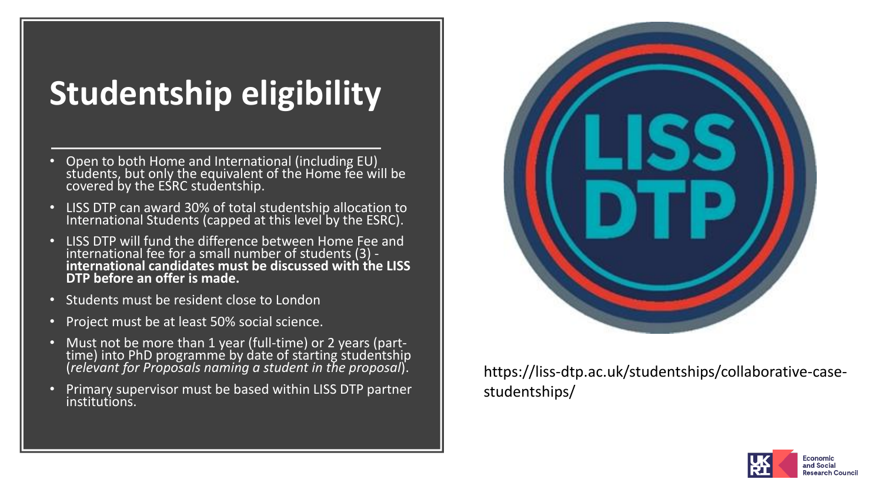# Studentship eligibility

- Open to both Home and International (including EU) students, but only the equivalent of the Home fee will be covered by the ESRC studentship.
- LISS DTP can award 30% of total studentship allocation to International Students (capped at this level by the ESRC).
- LISS DTP will fund the difference between Home Fee and international fee for a small number of students (3) - **international candidates must be discussed with the LISS DTP before an offer is made.**
- Students must be resident close to London
- Project must be at least 50% social science.
- Must not be more than 1 year (full-time) or 2 years (part-time) into PhD programme by date of starting studentship (*relevant for Proposals naming a student in the proposal*).
- Primary supervisor must be based within LISS DTP partner institutions.

https://liss-dtp.ac.uk/studentships/collaborative-case-studentships/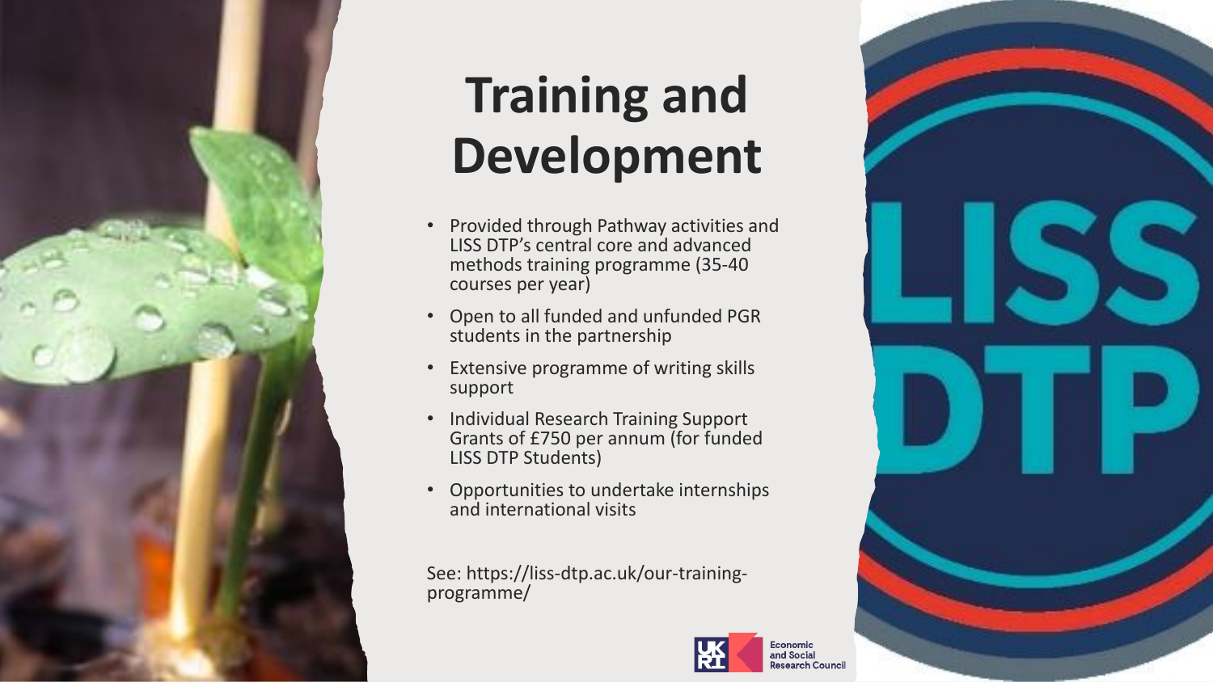# Training and Development

- Provided through Pathway activities and LISS DTP's central core and advanced methods training programme (35-40 courses per year)
- Open to all funded and unfunded PGR students in the partnership
- Extensive programme of writing skills support
- Individual Research Training Support Grants of £750 per annum (for funded LISS DTP Students)
- Opportunities to undertake internships and international visits

See: https://liss-dtp.ac.uk/our-training-programme/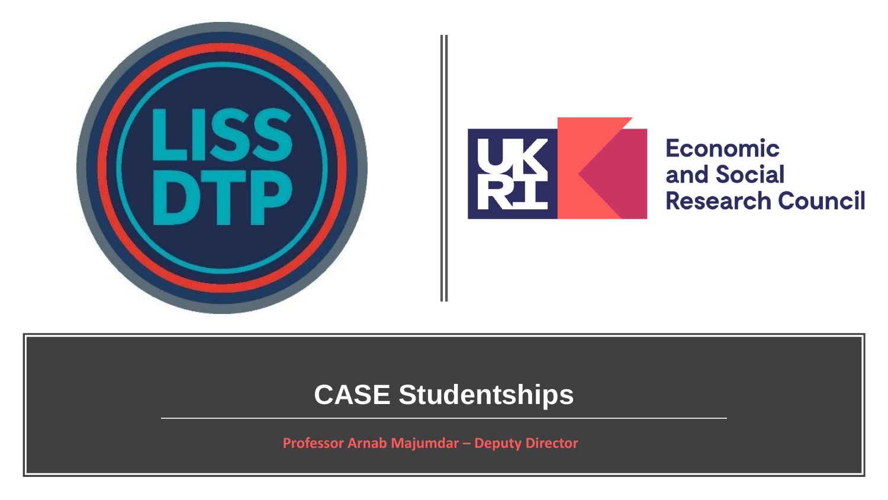# CASE Studentships

Professor Arnab Majumdar – Deputy Director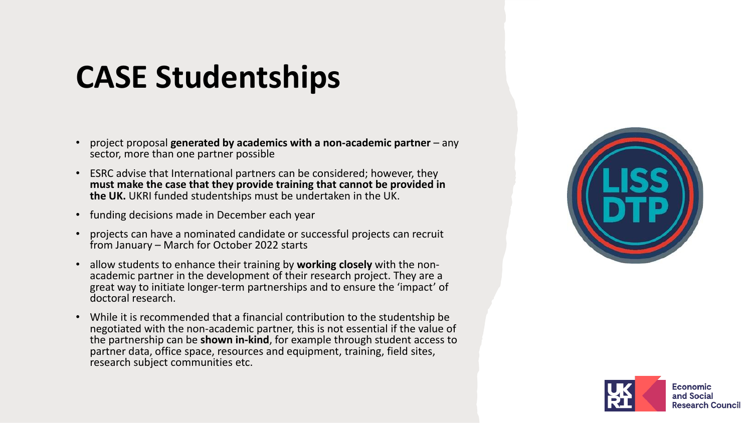# CASE Studentships

- project proposal **generated by academics with a non-academic partner** – any sector, more than one partner possible
- ESRC advise that International partners can be considered; however, they **must make the case that they provide training that cannot be provided in the UK.** UKRI funded studentships must be undertaken in the UK.
- funding decisions made in December each year
- projects can have a nominated candidate or successful projects can recruit from January – March for October 2022 starts
- allow students to enhance their training by **working closely** with the non-academic partner in the development of their research project. They are a great way to initiate longer-term partnerships and to ensure the 'impact' of doctoral research.
- While it is recommended that a financial contribution to the studentship be negotiated with the non-academic partner, this is not essential if the value of the partnership can be **shown in-kind**, for example through student access to partner data, office space, resources and equipment, training, field sites, research subject communities etc.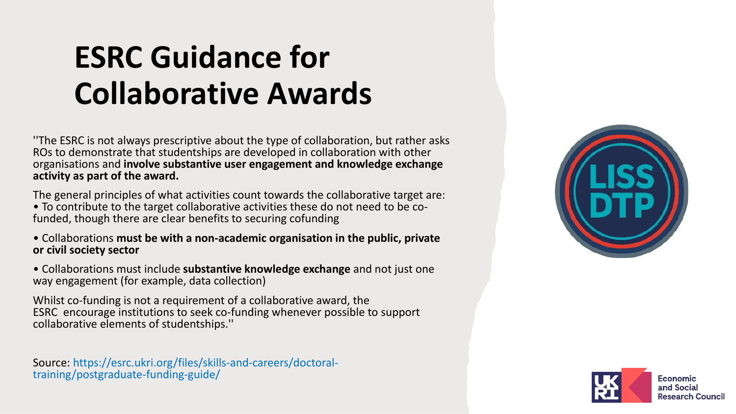# ESRC Guidance for Collaborative Awards

''The ESRC is not always prescriptive about the type of collaboration, but rather asks ROs to demonstrate that studentships are developed in collaboration with other organisations and **involve substantive user engagement and knowledge exchange activity as part of the award.**

The general principles of what activities count towards the collaborative target are:

- To contribute to the target collaborative activities these do not need to be co-funded, though there are clear benefits to securing cofunding
- Collaborations **must be with a non-academic organisation in the public, private or civil society sector**
- Collaborations must include **substantive knowledge exchange** and not just one way engagement (for example, data collection)

Whilst co-funding is not a requirement of a collaborative award, the ESRC encourage institutions to seek co-funding whenever possible to support collaborative elements of studentships.''

Source: https://esrc.ukri.org/files/skills-and-careers/doctoral-training/postgraduate-funding-guide/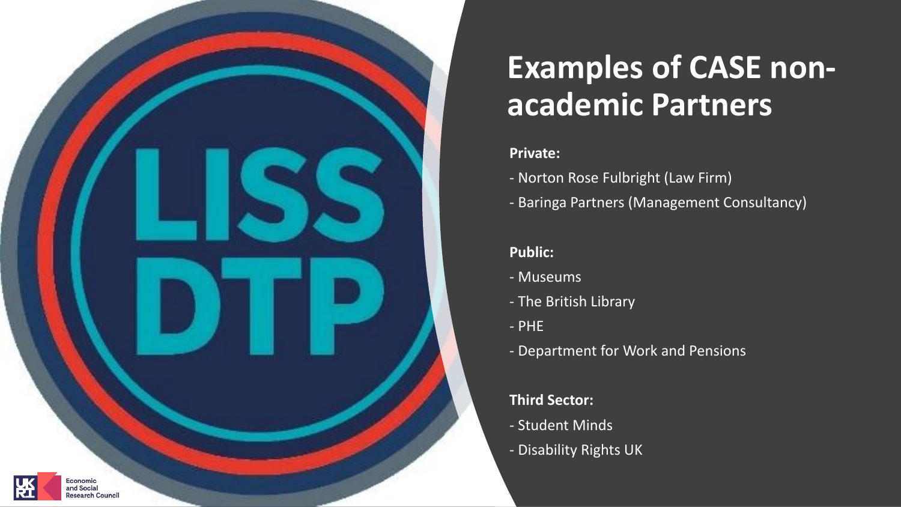# Examples of CASE non-academic Partners

**Private:**

- Norton Rose Fulbright (Law Firm)
- Baringa Partners (Management Consultancy)

**Public:**

- Museums
- The British Library
- PHE
- Department for Work and Pensions

**Third Sector:**

- Student Minds
- Disability Rights UK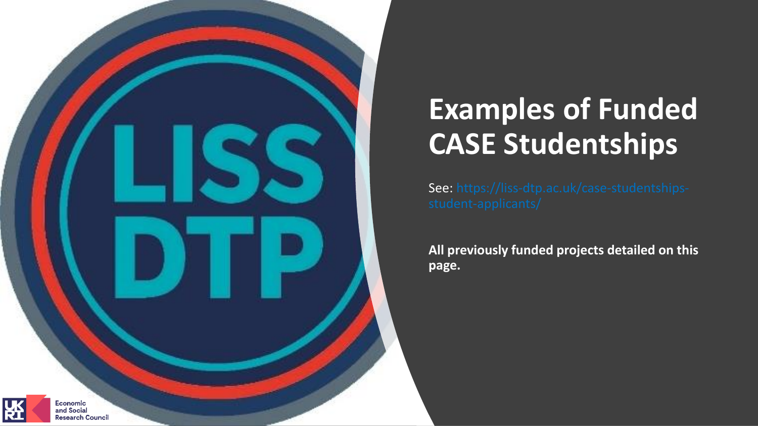# Examples of Funded CASE Studentships

See: https://liss-dtp.ac.uk/case-studentships-student-applicants/

**All previously funded projects detailed on this page.**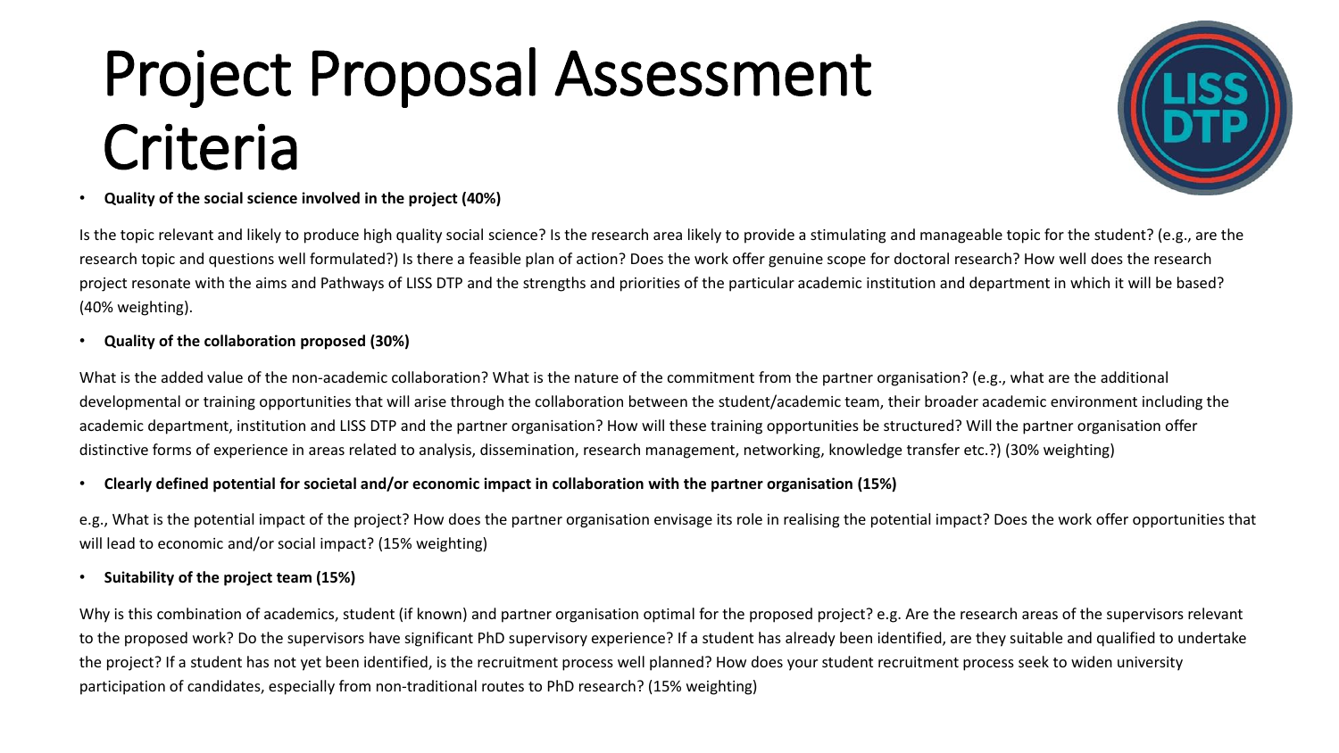# Project Proposal Assessment Criteria

- **Quality of the social science involved in the project (40%)**

Is the topic relevant and likely to produce high quality social science? Is the research area likely to provide a stimulating and manageable topic for the student? (e.g., are the research topic and questions well formulated?) Is there a feasible plan of action? Does the work offer genuine scope for doctoral research? How well does the research project resonate with the aims and Pathways of LISS DTP and the strengths and priorities of the particular academic institution and department in which it will be based? (40% weighting).

- **Quality of the collaboration proposed (30%)**

What is the added value of the non-academic collaboration? What is the nature of the commitment from the partner organisation? (e.g., what are the additional developmental or training opportunities that will arise through the collaboration between the student/academic team, their broader academic environment including the academic department, institution and LISS DTP and the partner organisation? How will these training opportunities be structured? Will the partner organisation offer distinctive forms of experience in areas related to analysis, dissemination, research management, networking, knowledge transfer etc.?) (30% weighting)

- **Clearly defined potential for societal and/or economic impact in collaboration with the partner organisation (15%)**

e.g., What is the potential impact of the project? How does the partner organisation envisage its role in realising the potential impact? Does the work offer opportunities that will lead to economic and/or social impact? (15% weighting)

- **Suitability of the project team (15%)**

Why is this combination of academics, student (if known) and partner organisation optimal for the proposed project? e.g. Are the research areas of the supervisors relevant to the proposed work? Do the supervisors have significant PhD supervisory experience? If a student has already been identified, are they suitable and qualified to undertake the project? If a student has not yet been identified, is the recruitment process well planned? How does your student recruitment process seek to widen university participation of candidates, especially from non-traditional routes to PhD research? (15% weighting)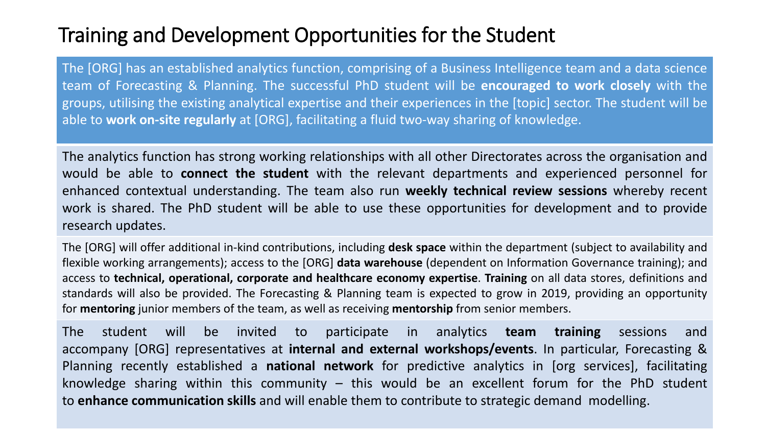# Training and Development Opportunities for the Student

The [ORG] has an established analytics function, comprising of a Business Intelligence team and a data science team of Forecasting & Planning. The successful PhD student will be **encouraged to work closely** with the groups, utilising the existing analytical expertise and their experiences in the [topic] sector. The student will be able to **work on-site regularly** at [ORG], facilitating a fluid two-way sharing of knowledge.

The analytics function has strong working relationships with all other Directorates across the organisation and would be able to **connect the student** with the relevant departments and experienced personnel for enhanced contextual understanding. The team also run **weekly technical review sessions** whereby recent work is shared. The PhD student will be able to use these opportunities for development and to provide research updates.

The [ORG] will offer additional in-kind contributions, including **desk space** within the department (subject to availability and flexible working arrangements); access to the [ORG] **data warehouse** (dependent on Information Governance training); and access to **technical, operational, corporate and healthcare economy expertise**. **Training** on all data stores, definitions and standards will also be provided. The Forecasting & Planning team is expected to grow in 2019, providing an opportunity for **mentoring** junior members of the team, as well as receiving **mentorship** from senior members.

The student will be invited to participate in analytics **team training** sessions and accompany [ORG] representatives at **internal and external workshops/events**. In particular, Forecasting & Planning recently established a **national network** for predictive analytics in [org services], facilitating knowledge sharing within this community – this would be an excellent forum for the PhD student to **enhance communication skills** and will enable them to contribute to strategic demand modelling.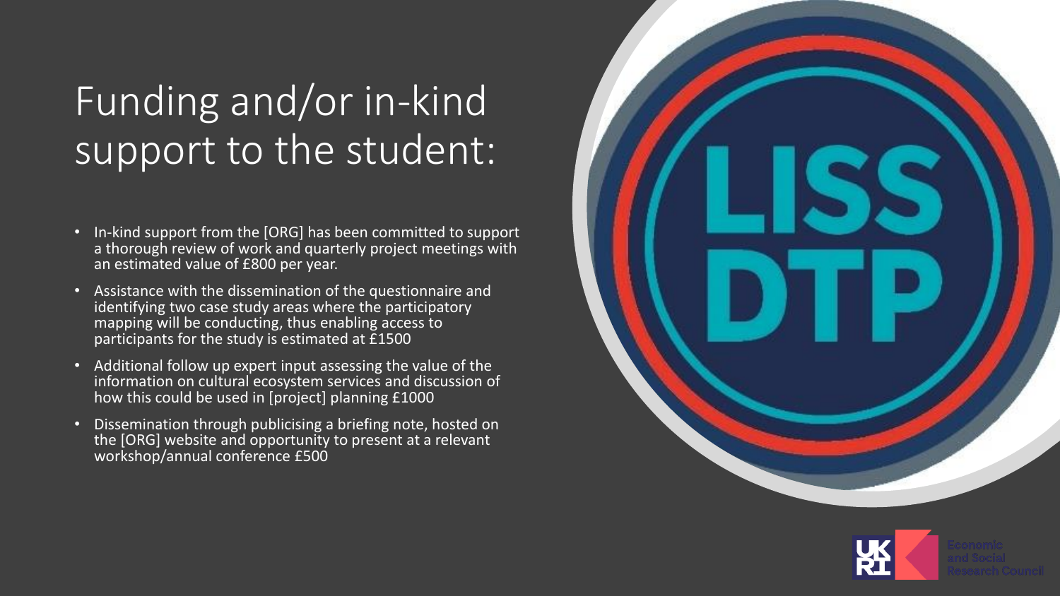# Funding and/or in-kind support to the student:

- In-kind support from the [ORG] has been committed to support a thorough review of work and quarterly project meetings with an estimated value of £800 per year.
- Assistance with the dissemination of the questionnaire and identifying two case study areas where the participatory mapping will be conducting, thus enabling access to participants for the study is estimated at £1500
- Additional follow up expert input assessing the value of the information on cultural ecosystem services and discussion of how this could be used in [project] planning £1000
- Dissemination through publicising a briefing note, hosted on the [ORG] website and opportunity to present at a relevant workshop/annual conference £500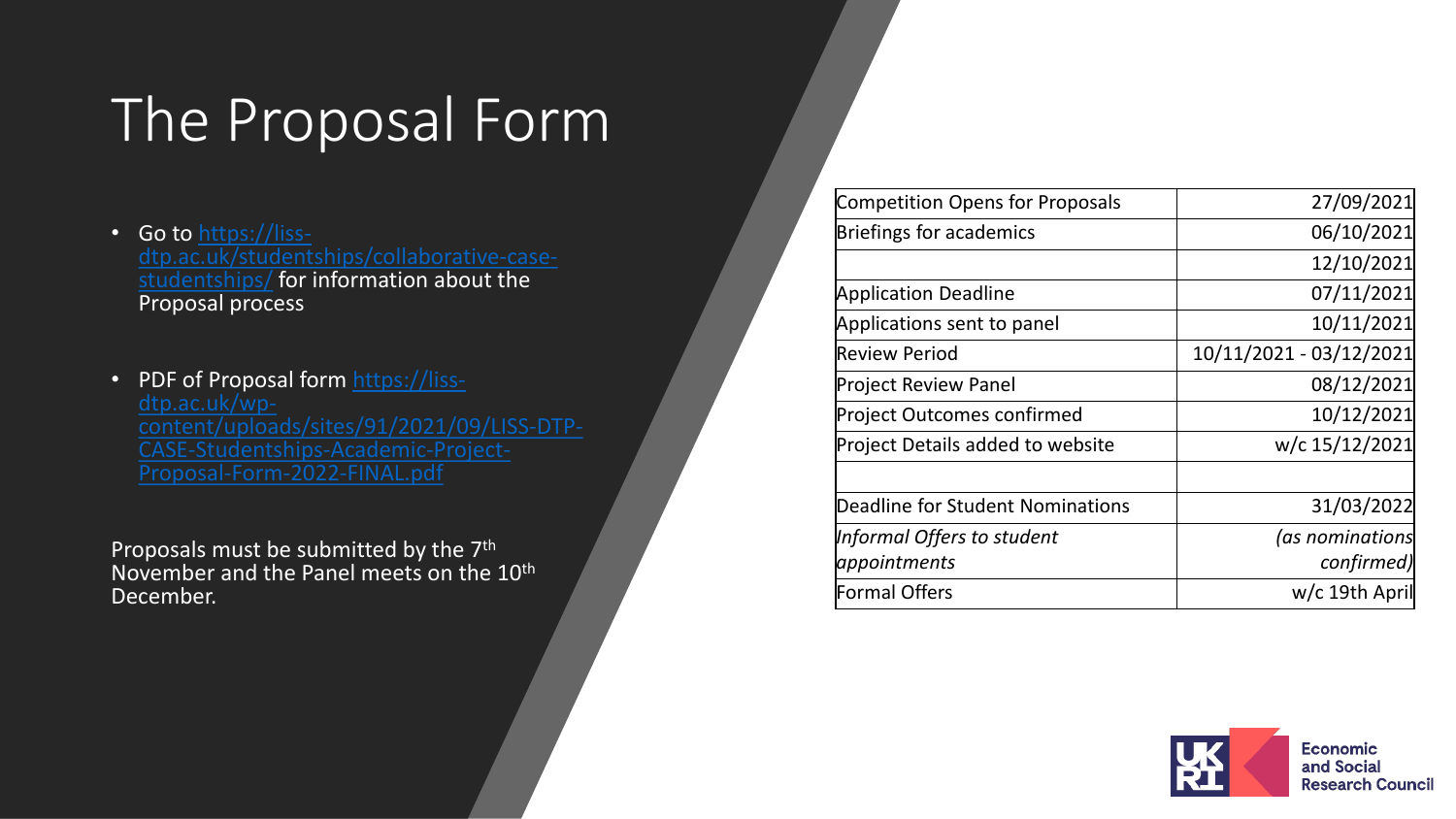# The Proposal Form

- Go to https://liss-dtp.ac.uk/studentships/collaborative-case-studentships/ for information about the Proposal process
- PDF of Proposal form https://liss-dtp.ac.uk/wp-content/uploads/sites/91/2021/09/LISS-DTP-CASE-Studentships-Academic-Project-Proposal-Form-2022-FINAL.pdf

Proposals must be submitted by the 7th November and the Panel meets on the 10th December.

| | |
|---|---|
| Competition Opens for Proposals | 27/09/2021 |
| Briefings for academics | 06/10/2021 |
| | 12/10/2021 |
| Application Deadline | 07/11/2021 |
| Applications sent to panel | 10/11/2021 |
| Review Period | 10/11/2021 - 03/12/2021 |
| Project Review Panel | 08/12/2021 |
| Project Outcomes confirmed | 10/12/2021 |
| Project Details added to website | w/c 15/12/2021 |
| | |
| Deadline for Student Nominations | 31/03/2022 |
| *Informal Offers to student appointments* | *(as nominations confirmed)* |
| Formal Offers | w/c 19th April |

UKRI Economic and Social Research Council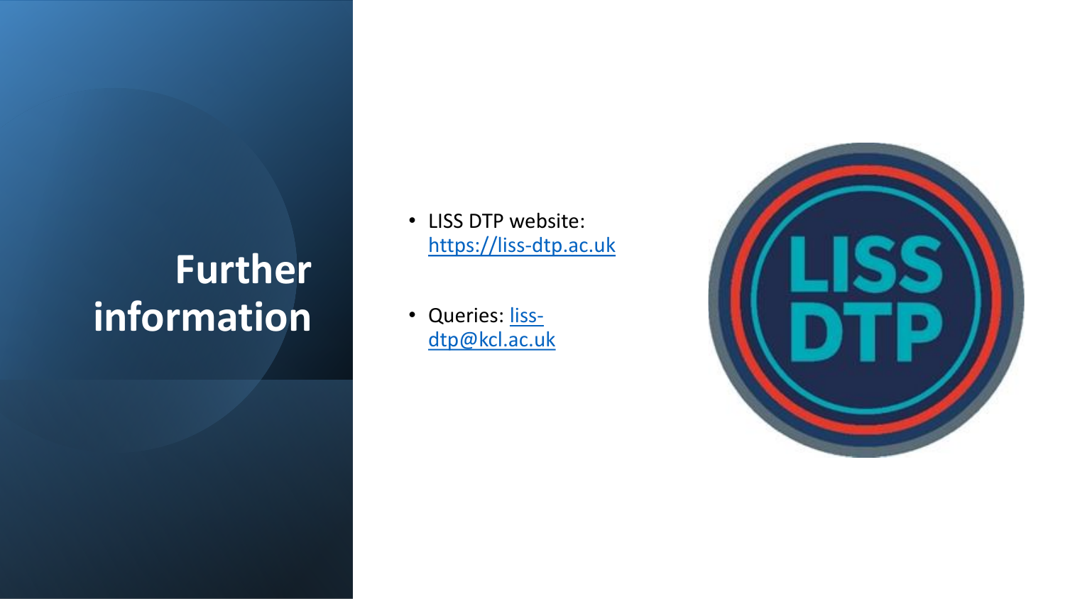# Further information

- LISS DTP website: https://liss-dtp.ac.uk
- Queries: liss-dtp@kcl.ac.uk